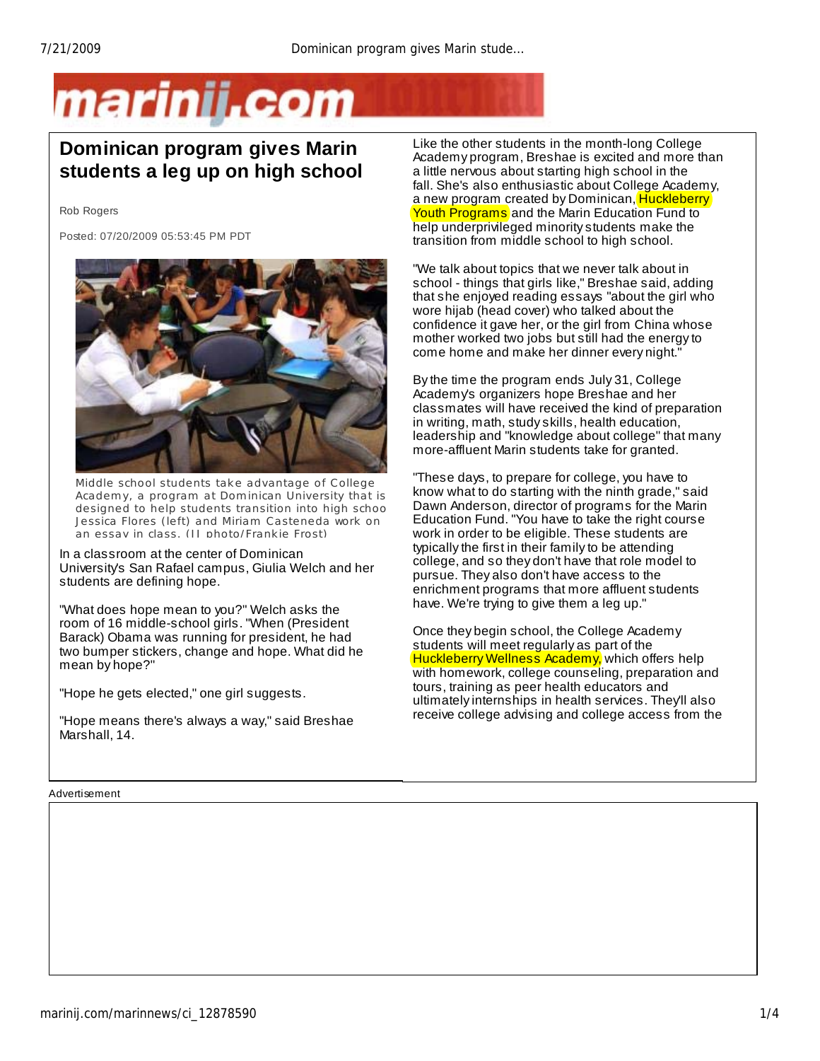# Dominican program gives Marin students a leg up on high school

Rob Rogers

Posted: 07/20/2009 05:53:45 PM PDT

Middle school students take advantage of College Academy, a program at Dominican University that is designed to help students transition into high schoo Jessica Flores (left) and Miriam Casteneda work on an essay in class. (IJ photo/Frankie Frost)

In a classroom at the center of Dominican University's San Rafael campus, Giulia Welch and her students are defining hope.

"What does hope mean to you?" Welch asks the room of 16 middle-school girls. "When (President Barack) Obama was running for president, he had two bumper stickers, change and hope. What did he mean by hope?"

"Hope he gets elected," one girl suggests.

"Hope means there's always a way," said Breshae Marshall, 14.

Like the other students in the month-long College Academy program, Breshae is excited and more than a little nervous about starting high school in the fall. She's also enthusiastic about College Academy, a new program created by Dominican, Huckleberry Youth Programs and the Marin Education Fund to help underprivileged minority students make the transition from middle school to high school.

"We talk about topics that we never talk about in school - things that girls like," Breshae said, adding that she enjoyed reading essays "about the girl who wore hijab (head cover) who talked about the confidence it gave her, or the girl from China whose mother worked two jobs but still had the energy to come home and make her dinner every night."

By the time the program ends July 31, College Academy's organizers hope Breshae and her classmates will have received the kind of preparation in writing, math, study skills, health education, leadership and "knowledge about college" that many more-affluent Marin students take for granted.

"These days, to prepare for college, you have to know what to do starting with the ninth grade," said Dawn Anderson, director of programs for the Marin Education Fund. "You have to take the right course work in order to be eligible. These students are typically the first in their family to be attending college, and so they don't have that role model to pursue. They also don't have access to the enrichment programs that more affluent students have. We're trying to give them a leg up."

Once they begin school, the College Academy students will meet regularly as part of the Huckleberry Wellness Academy, which offers help with homework, college counseling, preparation and tours, training as peer health educators and ultimately internships in health services. They'll also receive college advising and college access from the

Advertisement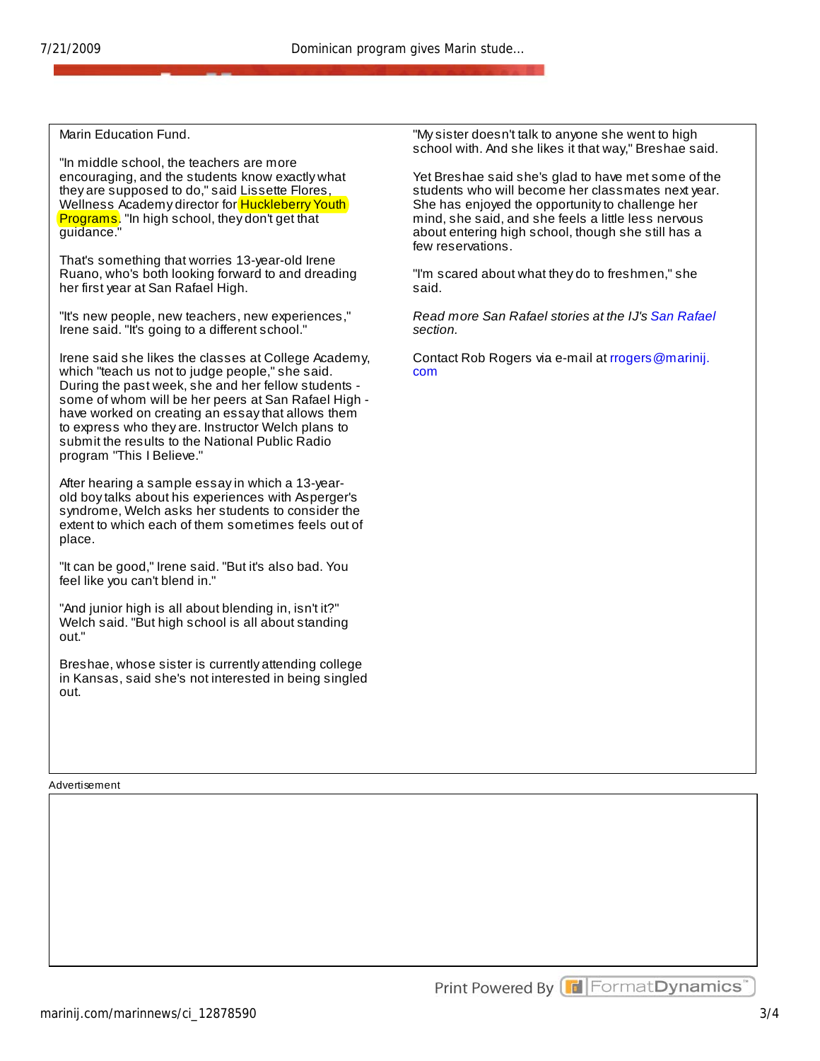Marin Education Fund.

"In middle school, the teachers are more encouraging, and the students know exactly what they are supposed to do," said Lissette Flores, Wellness Academy director for Huckleberry Youth Programs. "In high school, they don't get that guidance."

That's something that worries 13-year-old Irene Ruano, who's both looking forward to and dreading her first year at San Rafael High.

"It's new people, new teachers, new experiences," Irene said. "It's going to a different school."

Irene said she likes the classes at College Academy, which "teach us not to judge people," she said. During the past week, she and her fellow students - some of whom will be her peers at San Rafael High - have worked on creating an essay that allows them to express who they are. Instructor Welch plans to submit the results to the National Public Radio program "This I Believe."

After hearing a sample essay in which a 13-year-old boy talks about his experiences with Asperger's syndrome, Welch asks her students to consider the extent to which each of them sometimes feels out of place.

"It can be good," Irene said. "But it's also bad. You feel like you can't blend in."

"And junior high is all about blending in, isn't it?" Welch said. "But high school is all about standing out."

Breshae, whose sister is currently attending college in Kansas, said she's not interested in being singled out.

"My sister doesn't talk to anyone she went to high school with. And she likes it that way," Breshae said.

Yet Breshae said she's glad to have met some of the students who will become her classmates next year. She has enjoyed the opportunity to challenge her mind, she said, and she feels a little less nervous about entering high school, though she still has a few reservations.

"I'm scared about what they do to freshmen," she said.

*Read more San Rafael stories at the IJ's San Rafael section.*

Contact Rob Rogers via e-mail at rrogers@marinij.com

Advertisement